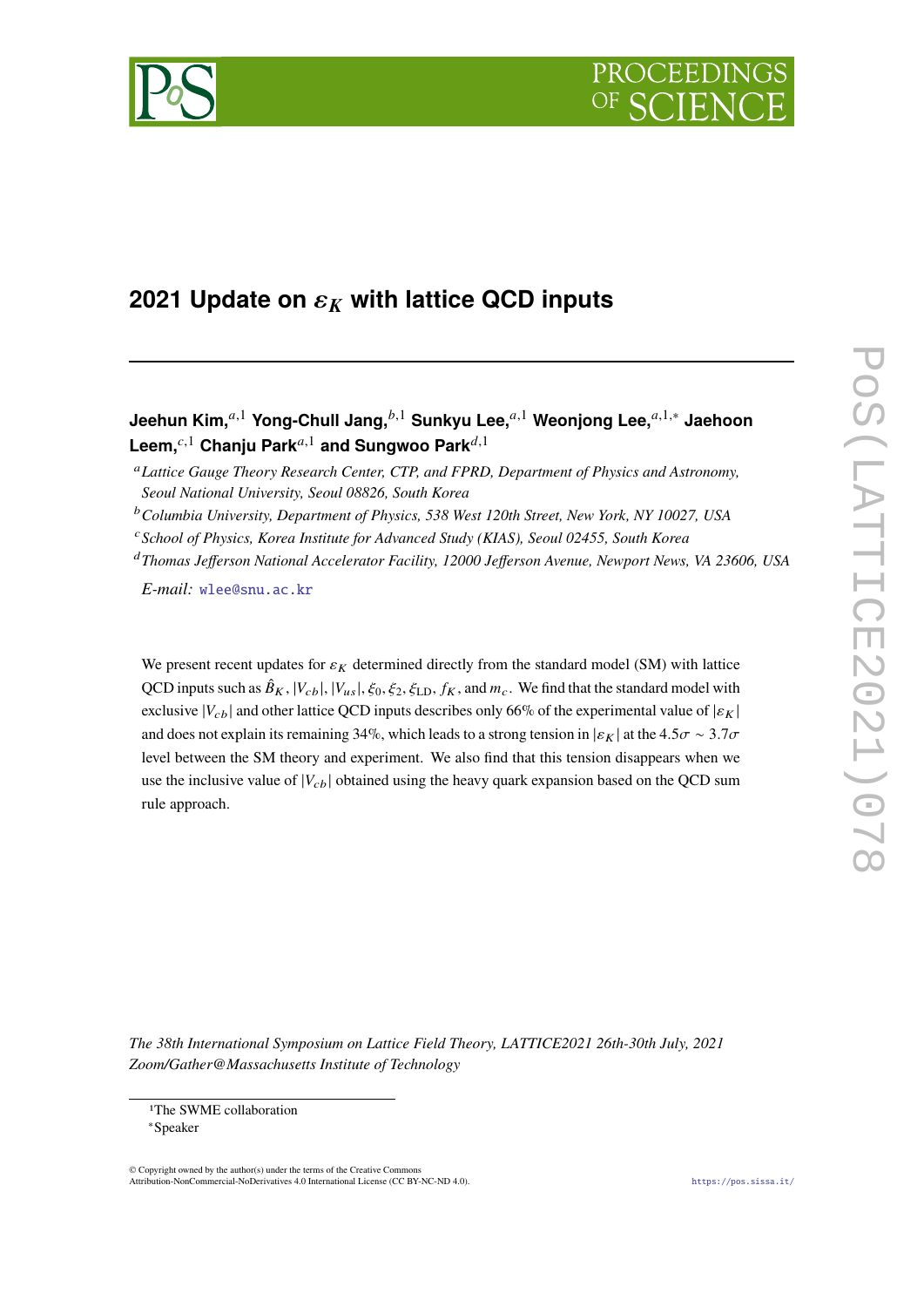# 2021 Update on $\varepsilon_K$ with lattice QCD inputs

**Jeehun Kim,**[a,1] **Yong-Chull Jang,**[b,1] **Sunkyu Lee,**[a,1] **Weonjong Lee,**[a,1,*] **Jaehoon Leem,**[c,1] **Chanju Park**[a,1] **and Sungwoo Park**[d,1]

[a] *Lattice Gauge Theory Research Center, CTP, and FPRD, Department of Physics and Astronomy, Seoul National University, Seoul 08826, South Korea*

[b] *Columbia University, Department of Physics, 538 West 120th Street, New York, NY 10027, USA*

[c] *School of Physics, Korea Institute for Advanced Study (KIAS), Seoul 02455, South Korea*

[d] *Thomas Jefferson National Accelerator Facility, 12000 Jefferson Avenue, Newport News, VA 23606, USA*

*E-mail:* wlee@snu.ac.kr

We present recent updates for $\varepsilon_K$ determined directly from the standard model (SM) with lattice QCD inputs such as $\hat{B}_K$, $|V_{cb}|$, $|V_{us}|$, $\xi_0$, $\xi_2$, $\xi_{\text{LD}}$, $f_K$, and $m_c$. We find that the standard model with exclusive $|V_{cb}|$ and other lattice QCD inputs describes only 66% of the experimental value of $|\varepsilon_K|$ and does not explain its remaining 34%, which leads to a strong tension in $|\varepsilon_K|$ at the $4.5\sigma \sim 3.7\sigma$ level between the SM theory and experiment. We also find that this tension disappears when we use the inclusive value of $|V_{cb}|$ obtained using the heavy quark expansion based on the QCD sum rule approach.

*The 38th International Symposium on Lattice Field Theory, LATTICE2021 26th-30th July, 2021 Zoom/Gather@Massachusetts Institute of Technology*

[1] The SWME collaboration

[*] Speaker

© Copyright owned by the author(s) under the terms of the Creative Commons Attribution-NonCommercial-NoDerivatives 4.0 International License (CC BY-NC-ND 4.0).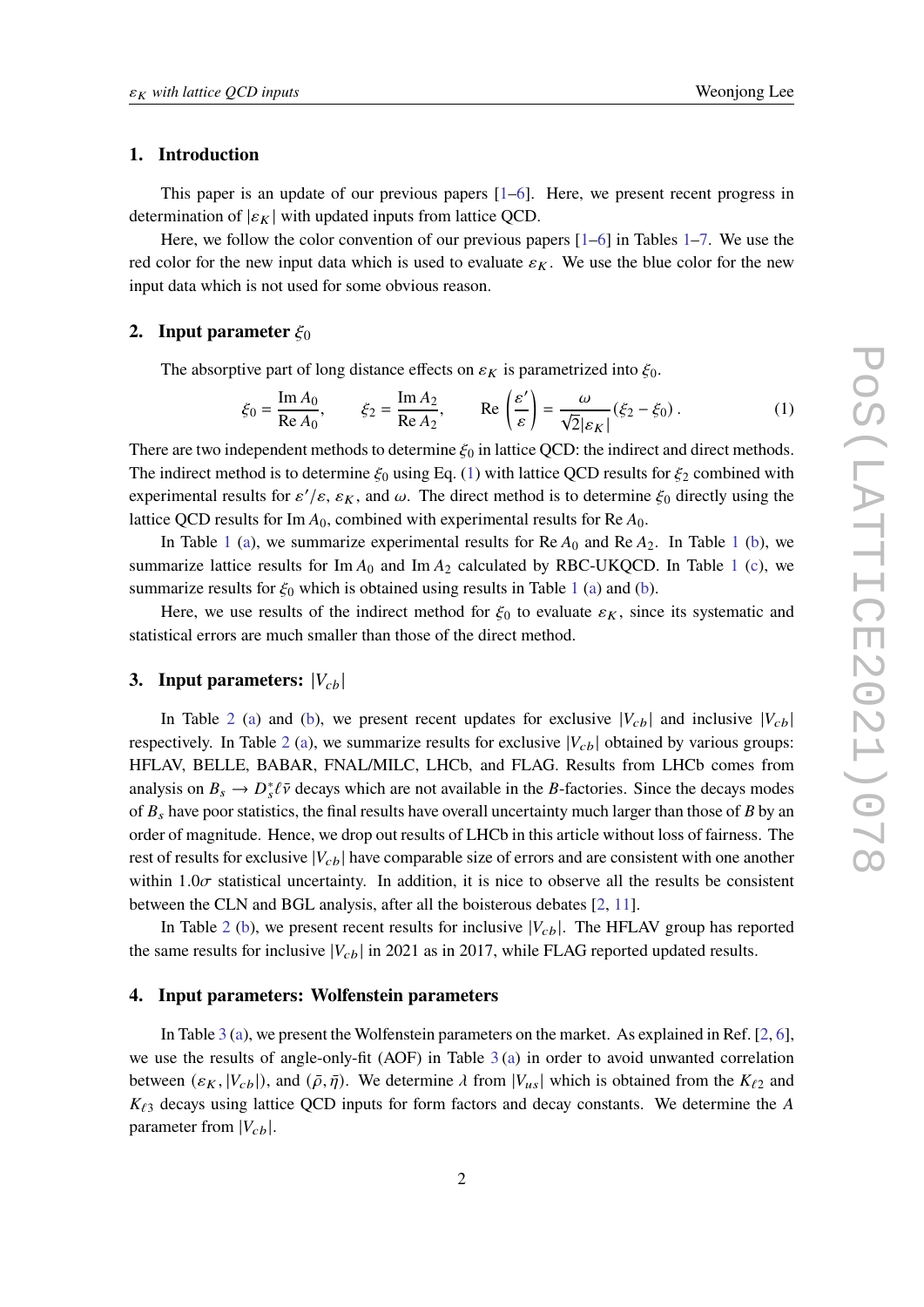## 1. Introduction

This paper is an update of our previous papers [1–6]. Here, we present recent progress in determination of $|\varepsilon_K|$ with updated inputs from lattice QCD.

Here, we follow the color convention of our previous papers [1–6] in Tables 1–7. We use the red color for the new input data which is used to evaluate $\varepsilon_K$. We use the blue color for the new input data which is not used for some obvious reason.

## 2. Input parameter $\xi_0$

The absorptive part of long distance effects on $\varepsilon_K$ is parametrized into $\xi_0$.

$$\xi_0 = \frac{\text{Im}\, A_0}{\text{Re}\, A_0}, \qquad \xi_2 = \frac{\text{Im}\, A_2}{\text{Re}\, A_2}, \qquad \text{Re}\left(\frac{\varepsilon'}{\varepsilon}\right) = \frac{\omega}{\sqrt{2}|\varepsilon_K|}(\xi_2 - \xi_0)\,. \tag{1}$$

There are two independent methods to determine $\xi_0$ in lattice QCD: the indirect and direct methods. The indirect method is to determine $\xi_0$ using Eq. (1) with lattice QCD results for $\xi_2$ combined with experimental results for $\varepsilon'/\varepsilon$, $\varepsilon_K$, and $\omega$. The direct method is to determine $\xi_0$ directly using the lattice QCD results for $\text{Im}\, A_0$, combined with experimental results for $\text{Re}\, A_0$.

In Table 1 (a), we summarize experimental results for $\text{Re}\, A_0$ and $\text{Re}\, A_2$. In Table 1 (b), we summarize lattice results for $\text{Im}\, A_0$ and $\text{Im}\, A_2$ calculated by RBC-UKQCD. In Table 1 (c), we summarize results for $\xi_0$ which is obtained using results in Table 1 (a) and (b).

Here, we use results of the indirect method for $\xi_0$ to evaluate $\varepsilon_K$, since its systematic and statistical errors are much smaller than those of the direct method.

## 3. Input parameters: $|V_{cb}|$

In Table 2 (a) and (b), we present recent updates for exclusive $|V_{cb}|$ and inclusive $|V_{cb}|$ respectively. In Table 2 (a), we summarize results for exclusive $|V_{cb}|$ obtained by various groups: HFLAV, BELLE, BABAR, FNAL/MILC, LHCb, and FLAG. Results from LHCb comes from analysis on $B_s \to D_s^* \ell \bar{\nu}$ decays which are not available in the $B$-factories. Since the decays modes of $B_s$ have poor statistics, the final results have overall uncertainty much larger than those of $B$ by an order of magnitude. Hence, we drop out results of LHCb in this article without loss of fairness. The rest of results for exclusive $|V_{cb}|$ have comparable size of errors and are consistent with one another within $1.0\sigma$ statistical uncertainty. In addition, it is nice to observe all the results be consistent between the CLN and BGL analysis, after all the boisterous debates [2, 11].

In Table 2 (b), we present recent results for inclusive $|V_{cb}|$. The HFLAV group has reported the same results for inclusive $|V_{cb}|$ in 2021 as in 2017, while FLAG reported updated results.

## 4. Input parameters: Wolfenstein parameters

In Table 3 (a), we present the Wolfenstein parameters on the market. As explained in Ref. [2, 6], we use the results of angle-only-fit (AOF) in Table 3 (a) in order to avoid unwanted correlation between $(\varepsilon_K, |V_{cb}|)$, and $(\bar{\rho}, \bar{\eta})$. We determine $\lambda$ from $|V_{us}|$ which is obtained from the $K_{\ell 2}$ and $K_{\ell 3}$ decays using lattice QCD inputs for form factors and decay constants. We determine the $A$ parameter from $|V_{cb}|$.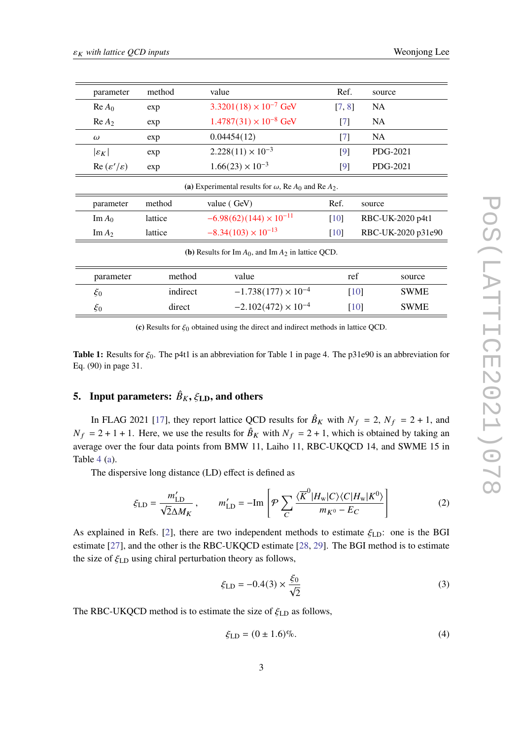| parameter | method | value | Ref. | source |
| --- | --- | --- | --- | --- |
| Re $A_0$ | exp | $3.3201(18) \times 10^{-7}$ GeV | [7, 8] | NA |
| Re $A_2$ | exp | $1.4787(31) \times 10^{-8}$ GeV | [7] | NA |
| $\omega$ | exp | $0.04454(12)$ | [7] | NA |
| $\lvert\varepsilon_K\rvert$ | exp | $2.228(11) \times 10^{-3}$ | [9] | PDG-2021 |
| Re $(\varepsilon'/\varepsilon)$ | exp | $1.66(23) \times 10^{-3}$ | [9] | PDG-2021 |

**(a)** Experimental results for $\omega$, Re $A_0$ and Re $A_2$.

| parameter | method | value ( GeV) | Ref. | source |
| --- | --- | --- | --- | --- |
| Im $A_0$ | lattice | $-6.98(62)(144) \times 10^{-11}$ | [10] | RBC-UK-2020 p4t1 |
| Im $A_2$ | lattice | $-8.34(103) \times 10^{-13}$ | [10] | RBC-UK-2020 p31e90 |

**(b)** Results for Im $A_0$, and Im $A_2$ in lattice QCD.

| parameter | method | value | ref | source |
| --- | --- | --- | --- | --- |
| $\xi_0$ | indirect | $-1.738(177) \times 10^{-4}$ | [10] | SWME |
| $\xi_0$ | direct | $-2.102(472) \times 10^{-4}$ | [10] | SWME |

**(c)** Results for $\xi_0$ obtained using the direct and indirect methods in lattice QCD.

**Table 1:** Results for $\xi_0$. The p4t1 is an abbreviation for Table 1 in page 4. The p31e90 is an abbreviation for Eq. (90) in page 31.

## 5. Input parameters: $\hat{B}_K$, $\xi_{\rm LD}$, and others

In FLAG 2021 [17], they report lattice QCD results for $\hat{B}_K$ with $N_f = 2$, $N_f = 2+1$, and $N_f = 2+1+1$. Here, we use the results for $\hat{B}_K$ with $N_f = 2+1$, which is obtained by taking an average over the four data points from BMW 11, Laiho 11, RBC-UKQCD 14, and SWME 15 in Table 4 (a).

The dispersive long distance (LD) effect is defined as

$$\xi_{\rm LD} = \frac{m'_{\rm LD}}{\sqrt{2}\Delta M_K}\,, \qquad m'_{\rm LD} = -{\rm Im}\left[\mathcal{P}\sum_C \frac{\langle \overline{K}^0|H_{\rm w}|C\rangle\langle C|H_{\rm w}|K^0\rangle}{m_{K^0}-E_C}\right] \tag{2}$$

As explained in Refs. [2], there are two independent methods to estimate $\xi_{\rm LD}$: one is the BGI estimate [27], and the other is the RBC-UKQCD estimate [28, 29]. The BGI method is to estimate the size of $\xi_{\rm LD}$ using chiral perturbation theory as follows,

$$\xi_{\rm LD} = -0.4(3) \times \frac{\xi_0}{\sqrt{2}} \tag{3}$$

The RBC-UKQCD method is to estimate the size of $\xi_{\rm LD}$ as follows,

$$\xi_{\rm LD} = (0 \pm 1.6)\%. \tag{4}$$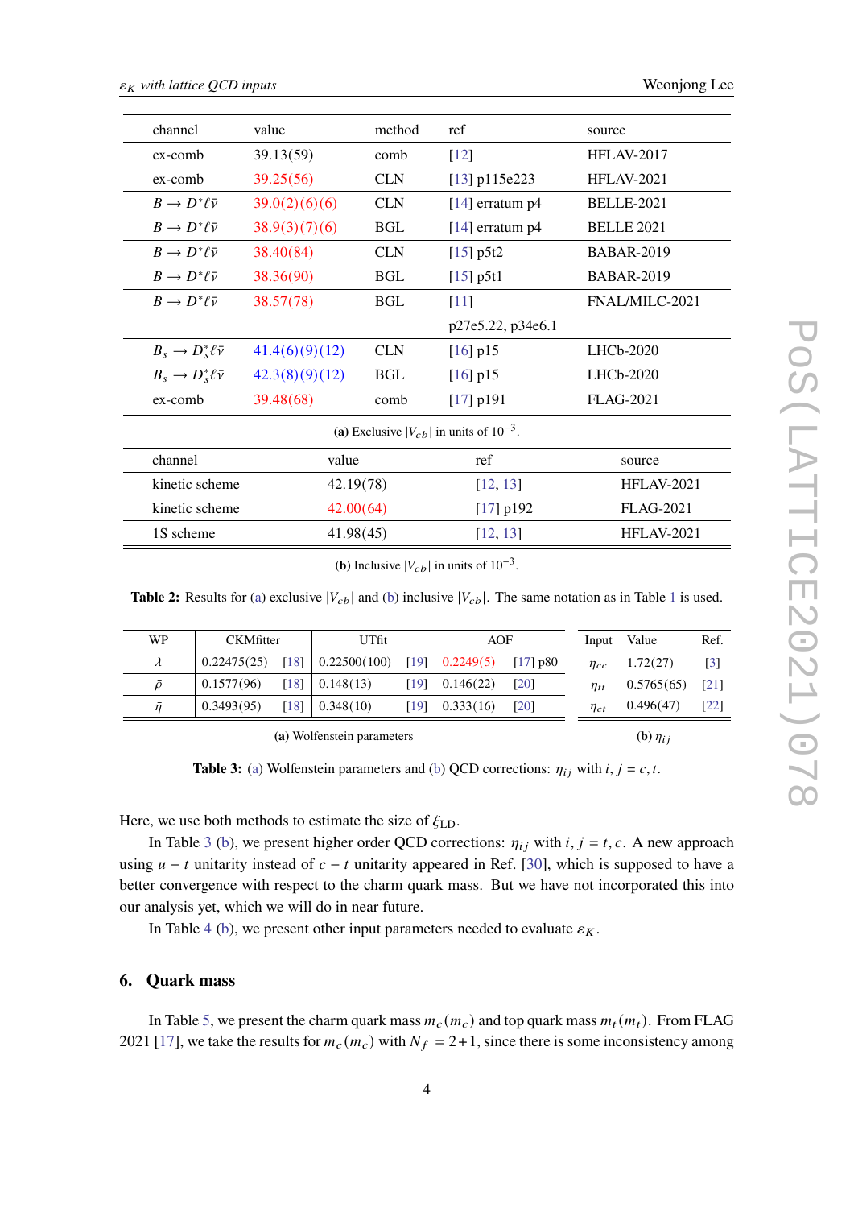| channel | value | method | ref | source |
|---|---|---|---|---|
| ex-comb | 39.13(59) | comb | [12] | HFLAV-2017 |
| ex-comb | 39.25(56) | CLN | [13] p115e223 | HFLAV-2021 |
| $B \to D^* \ell \bar{\nu}$ | 39.0(2)(6)(6) | CLN | [14] erratum p4 | BELLE-2021 |
| $B \to D^* \ell \bar{\nu}$ | 38.9(3)(7)(6) | BGL | [14] erratum p4 | BELLE 2021 |
| $B \to D^* \ell \bar{\nu}$ | 38.40(84) | CLN | [15] p5t2 | BABAR-2019 |
| $B \to D^* \ell \bar{\nu}$ | 38.36(90) | BGL | [15] p5t1 | BABAR-2019 |
| $B \to D^* \ell \bar{\nu}$ | 38.57(78) | BGL | [11] p27e5.22, p34e6.1 | FNAL/MILC-2021 |
| $B_s \to D_s^* \ell \bar{\nu}$ | 41.4(6)(9)(12) | CLN | [16] p15 | LHCb-2020 |
| $B_s \to D_s^* \ell \bar{\nu}$ | 42.3(8)(9)(12) | BGL | [16] p15 | LHCb-2020 |
| ex-comb | 39.48(68) | comb | [17] p191 | FLAG-2021 |

**(a)** Exclusive $|V_{cb}|$ in units of $10^{-3}$.

| channel | value | ref | source |
|---|---|---|---|
| kinetic scheme | 42.19(78) | [12, 13] | HFLAV-2021 |
| kinetic scheme | 42.00(64) | [17] p192 | FLAG-2021 |
| 1S scheme | 41.98(45) | [12, 13] | HFLAV-2021 |

**(b)** Inclusive $|V_{cb}|$ in units of $10^{-3}$.

**Table 2:** Results for (a) exclusive $|V_{cb}|$ and (b) inclusive $|V_{cb}|$. The same notation as in Table 1 is used.

| WP | CKMfitter | | UTfit | | AOF | |
|---|---|---|---|---|---|---|
| $\lambda$ | 0.22475(25) | [18] | 0.22500(100) | [19] | 0.2249(5) | [17] p80 |
| $\bar{\rho}$ | 0.1577(96) | [18] | 0.148(13) | [19] | 0.146(22) | [20] |
| $\bar{\eta}$ | 0.3493(95) | [18] | 0.348(10) | [19] | 0.333(16) | [20] |

**(a)** Wolfenstein parameters

| Input | Value | Ref. |
|---|---|---|
| $\eta_{cc}$ | 1.72(27) | [3] |
| $\eta_{tt}$ | 0.5765(65) | [21] |
| $\eta_{ct}$ | 0.496(47) | [22] |

**(b)** $\eta_{ij}$

**Table 3:** (a) Wolfenstein parameters and (b) QCD corrections: $\eta_{ij}$ with $i, j = c, t$.

Here, we use both methods to estimate the size of $\xi_{\text{LD}}$.

In Table 3 (b), we present higher order QCD corrections: $\eta_{ij}$ with $i, j = t, c$. A new approach using $u - t$ unitarity instead of $c - t$ unitarity appeared in Ref. [30], which is supposed to have a better convergence with respect to the charm quark mass. But we have not incorporated this into our analysis yet, which we will do in near future.

In Table 4 (b), we present other input parameters needed to evaluate $\varepsilon_K$.

## 6. Quark mass

In Table 5, we present the charm quark mass $m_c(m_c)$ and top quark mass $m_t(m_t)$. From FLAG 2021 [17], we take the results for $m_c(m_c)$ with $N_f = 2+1$, since there is some inconsistency among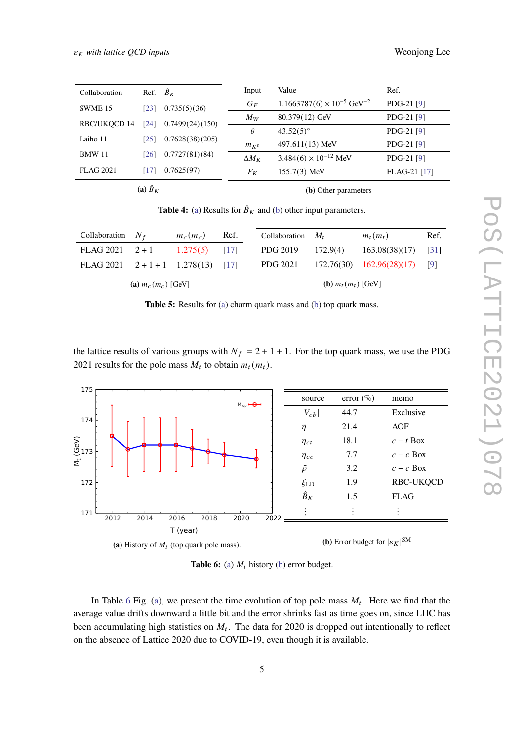| Collaboration | Ref. | $\hat{B}_K$ |
|---|---|---|
| SWME 15 | [23] | 0.735(5)(36) |
| RBC/UKQCD 14 | [24] | 0.7499(24)(150) |
| Laiho 11 | [25] | 0.7628(38)(205) |
| BMW 11 | [26] | 0.7727(81)(84) |
| FLAG 2021 | [17] | 0.7625(97) |

**(a)** $\hat{B}_K$

| Input | Value | Ref. |
|---|---|---|
| $G_F$ | $1.1663787(6) \times 10^{-5}$ GeV$^{-2}$ | PDG-21 [9] |
| $M_W$ | 80.379(12) GeV | PDG-21 [9] |
| $\theta$ | 43.52(5)° | PDG-21 [9] |
| $m_{K^0}$ | 497.611(13) MeV | PDG-21 [9] |
| $\Delta M_K$ | $3.484(6) \times 10^{-12}$ MeV | PDG-21 [9] |
| $F_K$ | 155.7(3) MeV | FLAG-21 [17] |

**(b)** Other parameters

**Table 4:** (a) Results for $\hat{B}_K$ and (b) other input parameters.

| Collaboration | $N_f$ | $m_c(m_c)$ | Ref. |
|---|---|---|---|
| FLAG 2021 | $2+1$ | 1.275(5) | [17] |
| FLAG 2021 | $2+1+1$ | 1.278(13) | [17] |

**(a)** $m_c(m_c)$ [GeV]

| Collaboration | $M_t$ | $m_t(m_t)$ | Ref. |
|---|---|---|---|
| PDG 2019 | 172.9(4) | 163.08(38)(17) | [31] |
| PDG 2021 | 172.76(30) | 162.96(28)(17) | [9] |

**(b)** $m_t(m_t)$ [GeV]

**Table 5:** Results for (a) charm quark mass and (b) top quark mass.

the lattice results of various groups with $N_f = 2+1+1$. For the top quark mass, we use the PDG 2021 results for the pole mass $M_t$ to obtain $m_t(m_t)$.

| T (year) | 2012 | 2013 | 2014 | 2015 | 2016 | 2017 | 2018 | 2019 | 2021 |
|---|---|---|---|---|---|---|---|---|---|
| $M_t$ (GeV) | ~173.5 | ~173.07 | ~173.2 | ~173.2 | ~173.2 | ~173.1 | ~173.0 | ~172.9 | ~172.76 |

**(a)** History of $M_t$ (top quark pole mass).

| source | error (%) | memo |
|---|---|---|
| $\lvert V_{cb} \rvert$ | 44.7 | Exclusive |
| $\bar{\eta}$ | 21.4 | AOF |
| $\eta_{ct}$ | 18.1 | $c-t$ Box |
| $\eta_{cc}$ | 7.7 | $c-c$ Box |
| $\bar{\rho}$ | 3.2 | $c-c$ Box |
| $\xi_{\text{LD}}$ | 1.9 | RBC-UKQCD |
| $\hat{B}_K$ | 1.5 | FLAG |
| ⋮ | ⋮ | ⋮ |

**(b)** Error budget for $\lvert\varepsilon_K\rvert^{\text{SM}}$

**Table 6:** (a) $M_t$ history (b) error budget.

In Table 6 Fig. (a), we present the time evolution of top pole mass $M_t$. Here we find that the average value drifts downward a little bit and the error shrinks fast as time goes on, since LHC has been accumulating high statistics on $M_t$. The data for 2020 is dropped out intentionally to reflect on the absence of Lattice 2020 due to COVID-19, even though it is available.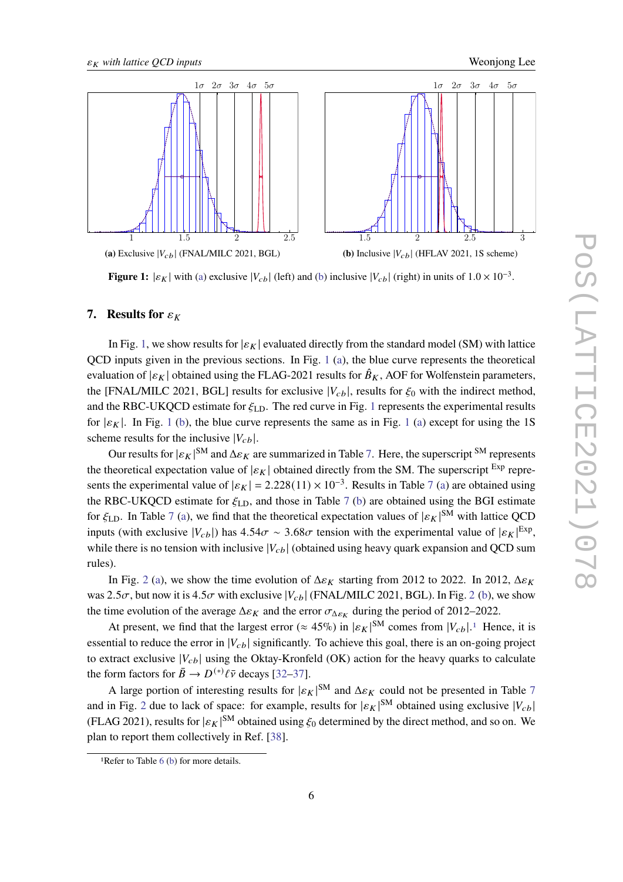**(a)** Exclusive $|V_{cb}|$ (FNAL/MILC 2021, BGL)

**(b)** Inclusive $|V_{cb}|$ (HFLAV 2021, 1S scheme)

**Figure 1:** $|\varepsilon_K|$ with (a) exclusive $|V_{cb}|$ (left) and (b) inclusive $|V_{cb}|$ (right) in units of $1.0 \times 10^{-3}$.

## 7. Results for $\varepsilon_K$

In Fig. 1, we show results for $|\varepsilon_K|$ evaluated directly from the standard model (SM) with lattice QCD inputs given in the previous sections. In Fig. 1 (a), the blue curve represents the theoretical evaluation of $|\varepsilon_K|$ obtained using the FLAG-2021 results for $\hat{B}_K$, AOF for Wolfenstein parameters, the [FNAL/MILC 2021, BGL] results for exclusive $|V_{cb}|$, results for $\xi_0$ with the indirect method, and the RBC-UKQCD estimate for $\xi_{\text{LD}}$. The red curve in Fig. 1 represents the experimental results for $|\varepsilon_K|$. In Fig. 1 (b), the blue curve represents the same as in Fig. 1 (a) except for using the 1S scheme results for the inclusive $|V_{cb}|$.

Our results for $|\varepsilon_K|^{\text{SM}}$ and $\Delta\varepsilon_K$ are summarized in Table 7. Here, the superscript $^{\text{SM}}$ represents the theoretical expectation value of $|\varepsilon_K|$ obtained directly from the SM. The superscript $^{\text{Exp}}$ represents the experimental value of $|\varepsilon_K| = 2.228(11) \times 10^{-3}$. Results in Table 7 (a) are obtained using the RBC-UKQCD estimate for $\xi_{\text{LD}}$, and those in Table 7 (b) are obtained using the BGI estimate for $\xi_{\text{LD}}$. In Table 7 (a), we find that the theoretical expectation values of $|\varepsilon_K|^{\text{SM}}$ with lattice QCD inputs (with exclusive $|V_{cb}|$) has $4.54\sigma \sim 3.68\sigma$ tension with the experimental value of $|\varepsilon_K|^{\text{Exp}}$, while there is no tension with inclusive $|V_{cb}|$ (obtained using heavy quark expansion and QCD sum rules).

In Fig. 2 (a), we show the time evolution of $\Delta\varepsilon_K$ starting from 2012 to 2022. In 2012, $\Delta\varepsilon_K$ was $2.5\sigma$, but now it is $4.5\sigma$ with exclusive $|V_{cb}|$ (FNAL/MILC 2021, BGL). In Fig. 2 (b), we show the time evolution of the average $\Delta\varepsilon_K$ and the error $\sigma_{\Delta\varepsilon_K}$ during the period of 2012–2022.

At present, we find that the largest error ($\approx 45\%$) in $|\varepsilon_K|^{\text{SM}}$ comes from $|V_{cb}|$.[1] Hence, it is essential to reduce the error in $|V_{cb}|$ significantly. To achieve this goal, there is an on-going project to extract exclusive $|V_{cb}|$ using the Oktay-Kronfeld (OK) action for the heavy quarks to calculate the form factors for $\bar{B} \to D^{(*)}\ell\bar{\nu}$ decays [32–37].

A large portion of interesting results for $|\varepsilon_K|^{\text{SM}}$ and $\Delta\varepsilon_K$ could not be presented in Table 7 and in Fig. 2 due to lack of space: for example, results for $|\varepsilon_K|^{\text{SM}}$ obtained using exclusive $|V_{cb}|$ (FLAG 2021), results for $|\varepsilon_K|^{\text{SM}}$ obtained using $\xi_0$ determined by the direct method, and so on. We plan to report them collectively in Ref. [38].

[1] Refer to Table 6 (b) for more details.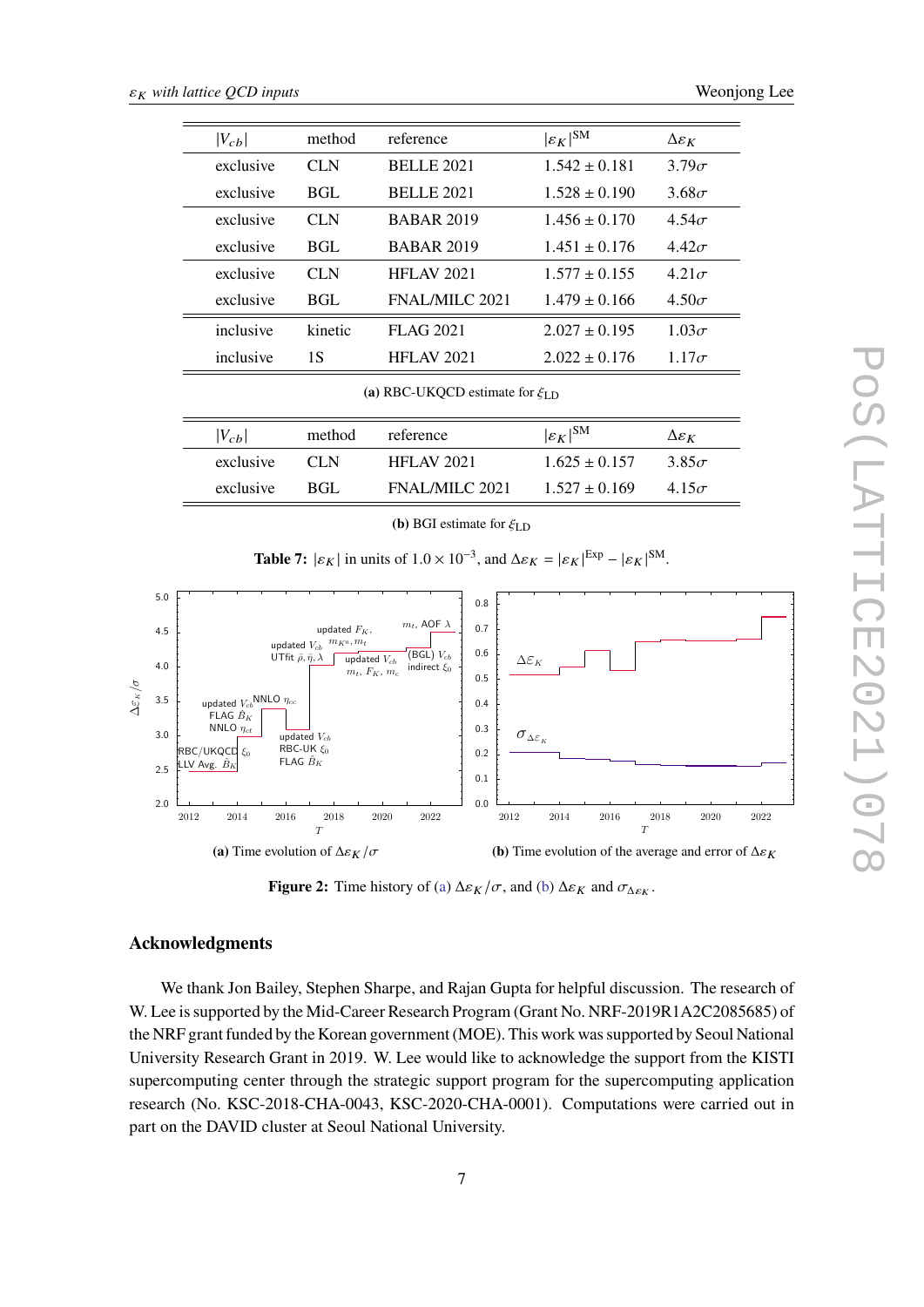| $\lvert V_{cb} \rvert$ | method | reference | $\lvert\varepsilon_K\rvert^{\text{SM}}$ | $\Delta\varepsilon_K$ |
|---|---|---|---|---|
| exclusive | CLN | BELLE 2021 | $1.542 \pm 0.181$ | $3.79\sigma$ |
| exclusive | BGL | BELLE 2021 | $1.528 \pm 0.190$ | $3.68\sigma$ |
| exclusive | CLN | BABAR 2019 | $1.456 \pm 0.170$ | $4.54\sigma$ |
| exclusive | BGL | BABAR 2019 | $1.451 \pm 0.176$ | $4.42\sigma$ |
| exclusive | CLN | HFLAV 2021 | $1.577 \pm 0.155$ | $4.21\sigma$ |
| exclusive | BGL | FNAL/MILC 2021 | $1.479 \pm 0.166$ | $4.50\sigma$ |
| inclusive | kinetic | FLAG 2021 | $2.027 \pm 0.195$ | $1.03\sigma$ |
| inclusive | 1S | HFLAV 2021 | $2.022 \pm 0.176$ | $1.17\sigma$ |

**(a)** RBC-UKQCD estimate for $\xi_{\text{LD}}$

| $\lvert V_{cb} \rvert$ | method | reference | $\lvert\varepsilon_K\rvert^{\text{SM}}$ | $\Delta\varepsilon_K$ |
|---|---|---|---|---|
| exclusive | CLN | HFLAV 2021 | $1.625 \pm 0.157$ | $3.85\sigma$ |
| exclusive | BGL | FNAL/MILC 2021 | $1.527 \pm 0.169$ | $4.15\sigma$ |

**(b)** BGI estimate for $\xi_{\text{LD}}$

**Table 7:** $\lvert\varepsilon_K\rvert$ in units of $1.0 \times 10^{-3}$, and $\Delta\varepsilon_K = \lvert\varepsilon_K\rvert^{\text{Exp}} - \lvert\varepsilon_K\rvert^{\text{SM}}$.

**(a)** Time evolution of $\Delta\varepsilon_K/\sigma$

**(b)** Time evolution of the average and error of $\Delta\varepsilon_K$

**Figure 2:** Time history of (a) $\Delta\varepsilon_K/\sigma$, and (b) $\Delta\varepsilon_K$ and $\sigma_{\Delta\varepsilon_K}$.

## Acknowledgments

We thank Jon Bailey, Stephen Sharpe, and Rajan Gupta for helpful discussion. The research of W. Lee is supported by the Mid-Career Research Program (Grant No. NRF-2019R1A2C2085685) of the NRF grant funded by the Korean government (MOE). This work was supported by Seoul National University Research Grant in 2019. W. Lee would like to acknowledge the support from the KISTI supercomputing center through the strategic support program for the supercomputing application research (No. KSC-2018-CHA-0043, KSC-2020-CHA-0001). Computations were carried out in part on the DAVID cluster at Seoul National University.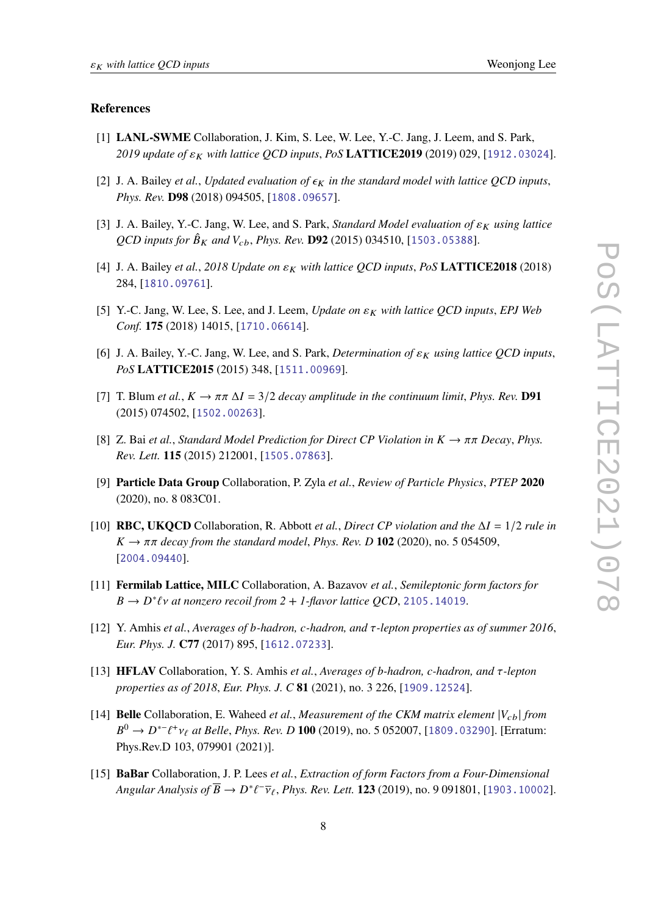### References

[1] **LANL-SWME** Collaboration, J. Kim, S. Lee, W. Lee, Y.-C. Jang, J. Leem, and S. Park, *2019 update of $\varepsilon_K$ with lattice QCD inputs*, *PoS* **LATTICE2019** (2019) 029, [1912.03024].

[2] J. A. Bailey *et al.*, *Updated evaluation of $\epsilon_K$ in the standard model with lattice QCD inputs*, *Phys. Rev.* **D98** (2018) 094505, [1808.09657].

[3] J. A. Bailey, Y.-C. Jang, W. Lee, and S. Park, *Standard Model evaluation of $\varepsilon_K$ using lattice QCD inputs for $\hat{B}_K$ and $V_{cb}$*, *Phys. Rev.* **D92** (2015) 034510, [1503.05388].

[4] J. A. Bailey *et al.*, *2018 Update on $\varepsilon_K$ with lattice QCD inputs*, *PoS* **LATTICE2018** (2018) 284, [1810.09761].

[5] Y.-C. Jang, W. Lee, S. Lee, and J. Leem, *Update on $\varepsilon_K$ with lattice QCD inputs*, *EPJ Web Conf.* **175** (2018) 14015, [1710.06614].

[6] J. A. Bailey, Y.-C. Jang, W. Lee, and S. Park, *Determination of $\varepsilon_K$ using lattice QCD inputs*, *PoS* **LATTICE2015** (2015) 348, [1511.00969].

[7] T. Blum *et al.*, *$K \to \pi\pi$ $\Delta I = 3/2$ decay amplitude in the continuum limit*, *Phys. Rev.* **D91** (2015) 074502, [1502.00263].

[8] Z. Bai *et al.*, *Standard Model Prediction for Direct CP Violation in $K \to \pi\pi$ Decay*, *Phys. Rev. Lett.* **115** (2015) 212001, [1505.07863].

[9] **Particle Data Group** Collaboration, P. Zyla *et al.*, *Review of Particle Physics*, *PTEP* **2020** (2020), no. 8 083C01.

[10] **RBC, UKQCD** Collaboration, R. Abbott *et al.*, *Direct CP violation and the $\Delta I = 1/2$ rule in $K \to \pi\pi$ decay from the standard model*, *Phys. Rev. D* **102** (2020), no. 5 054509, [2004.09440].

[11] **Fermilab Lattice, MILC** Collaboration, A. Bazavov *et al.*, *Semileptonic form factors for $B \to D^*\ell\nu$ at nonzero recoil from 2 + 1-flavor lattice QCD*, 2105.14019.

[12] Y. Amhis *et al.*, *Averages of b-hadron, c-hadron, and $\tau$-lepton properties as of summer 2016*, *Eur. Phys. J.* **C77** (2017) 895, [1612.07233].

[13] **HFLAV** Collaboration, Y. S. Amhis *et al.*, *Averages of b-hadron, c-hadron, and $\tau$-lepton properties as of 2018*, *Eur. Phys. J. C* **81** (2021), no. 3 226, [1909.12524].

[14] **Belle** Collaboration, E. Waheed *et al.*, *Measurement of the CKM matrix element $|V_{cb}|$ from $B^0 \to D^{*-}\ell^+\nu_\ell$ at Belle*, *Phys. Rev. D* **100** (2019), no. 5 052007, [1809.03290]. [Erratum: Phys.Rev.D 103, 079901 (2021)].

[15] **BaBar** Collaboration, J. P. Lees *et al.*, *Extraction of form Factors from a Four-Dimensional Angular Analysis of $\overline{B} \to D^*\ell^-\overline{\nu}_\ell$*, *Phys. Rev. Lett.* **123** (2019), no. 9 091801, [1903.10002].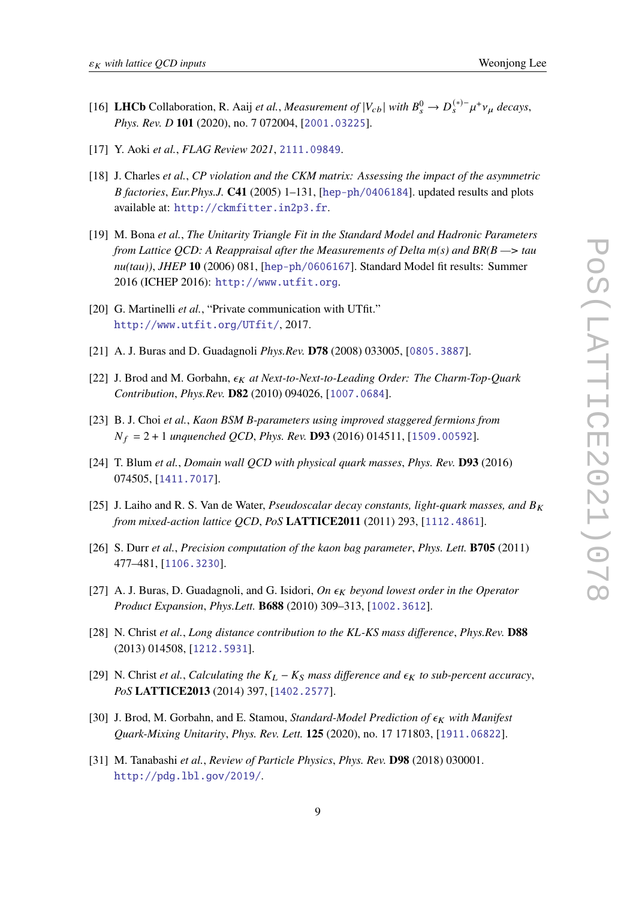[16] **LHCb** Collaboration, R. Aaij *et al.*, *Measurement of* $|V_{cb}|$ *with* $B_s^0 \to D_s^{(*)-}\mu^+\nu_\mu$ *decays*, *Phys. Rev. D* **101** (2020), no. 7 072004, [2001.03225].

[17] Y. Aoki *et al.*, *FLAG Review 2021*, 2111.09849.

[18] J. Charles *et al.*, *CP violation and the CKM matrix: Assessing the impact of the asymmetric B factories*, *Eur.Phys.J.* **C41** (2005) 1–131, [hep-ph/0406184]. updated results and plots available at: http://ckmfitter.in2p3.fr.

[19] M. Bona *et al.*, *The Unitarity Triangle Fit in the Standard Model and Hadronic Parameters from Lattice QCD: A Reappraisal after the Measurements of Delta m(s) and BR(B —> tau nu(tau))*, *JHEP* **10** (2006) 081, [hep-ph/0606167]. Standard Model fit results: Summer 2016 (ICHEP 2016): http://www.utfit.org.

[20] G. Martinelli *et al.*, "Private communication with UTfit." http://www.utfit.org/UTfit/, 2017.

[21] A. J. Buras and D. Guadagnoli *Phys.Rev.* **D78** (2008) 033005, [0805.3887].

[22] J. Brod and M. Gorbahn, $\epsilon_K$ *at Next-to-Next-to-Leading Order: The Charm-Top-Quark Contribution*, *Phys.Rev.* **D82** (2010) 094026, [1007.0684].

[23] B. J. Choi *et al.*, *Kaon BSM B-parameters using improved staggered fermions from* $N_f = 2 + 1$ *unquenched QCD*, *Phys. Rev.* **D93** (2016) 014511, [1509.00592].

[24] T. Blum *et al.*, *Domain wall QCD with physical quark masses*, *Phys. Rev.* **D93** (2016) 074505, [1411.7017].

[25] J. Laiho and R. S. Van de Water, *Pseudoscalar decay constants, light-quark masses, and* $B_K$ *from mixed-action lattice QCD*, *PoS* **LATTICE2011** (2011) 293, [1112.4861].

[26] S. Durr *et al.*, *Precision computation of the kaon bag parameter*, *Phys. Lett.* **B705** (2011) 477–481, [1106.3230].

[27] A. J. Buras, D. Guadagnoli, and G. Isidori, *On* $\epsilon_K$ *beyond lowest order in the Operator Product Expansion*, *Phys.Lett.* **B688** (2010) 309–313, [1002.3612].

[28] N. Christ *et al.*, *Long distance contribution to the KL-KS mass difference*, *Phys.Rev.* **D88** (2013) 014508, [1212.5931].

[29] N. Christ *et al.*, *Calculating the* $K_L - K_S$ *mass difference and* $\epsilon_K$ *to sub-percent accuracy*, *PoS* **LATTICE2013** (2014) 397, [1402.2577].

[30] J. Brod, M. Gorbahn, and E. Stamou, *Standard-Model Prediction of* $\epsilon_K$ *with Manifest Quark-Mixing Unitarity*, *Phys. Rev. Lett.* **125** (2020), no. 17 171803, [1911.06822].

[31] M. Tanabashi *et al.*, *Review of Particle Physics*, *Phys. Rev.* **D98** (2018) 030001. http://pdg.lbl.gov/2019/.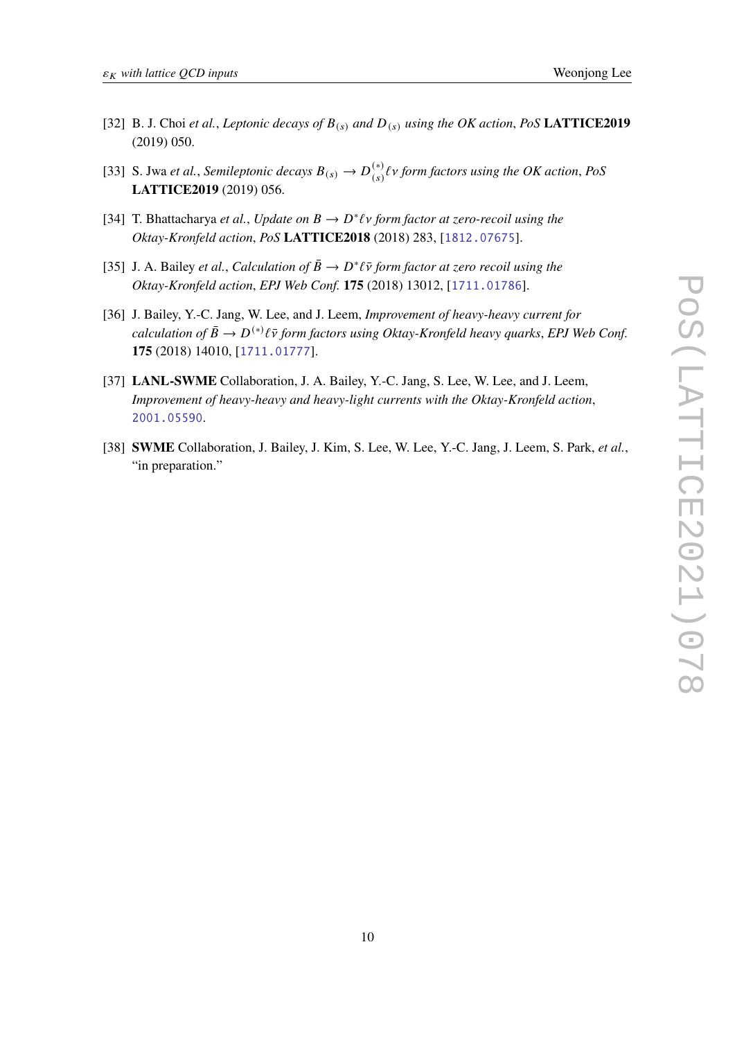[32] B. J. Choi *et al.*, *Leptonic decays of $B_{(s)}$ and $D_{(s)}$ using the OK action*, *PoS* **LATTICE2019** (2019) 050.

[33] S. Jwa *et al.*, *Semileptonic decays $B_{(s)} \to D_{(s)}^{(*)} \ell \nu$ form factors using the OK action*, *PoS* **LATTICE2019** (2019) 056.

[34] T. Bhattacharya *et al.*, *Update on $B \to D^* \ell \nu$ form factor at zero-recoil using the Oktay-Kronfeld action*, *PoS* **LATTICE2018** (2018) 283, [1812.07675].

[35] J. A. Bailey *et al.*, *Calculation of $\bar{B} \to D^* \ell \bar{\nu}$ form factor at zero recoil using the Oktay-Kronfeld action*, *EPJ Web Conf.* **175** (2018) 13012, [1711.01786].

[36] J. Bailey, Y.-C. Jang, W. Lee, and J. Leem, *Improvement of heavy-heavy current for calculation of $\bar{B} \to D^{(*)} \ell \bar{\nu}$ form factors using Oktay-Kronfeld heavy quarks*, *EPJ Web Conf.* **175** (2018) 14010, [1711.01777].

[37] **LANL-SWME** Collaboration, J. A. Bailey, Y.-C. Jang, S. Lee, W. Lee, and J. Leem, *Improvement of heavy-heavy and heavy-light currents with the Oktay-Kronfeld action*, 2001.05590.

[38] **SWME** Collaboration, J. Bailey, J. Kim, S. Lee, W. Lee, Y.-C. Jang, J. Leem, S. Park, *et al.*, "in preparation."